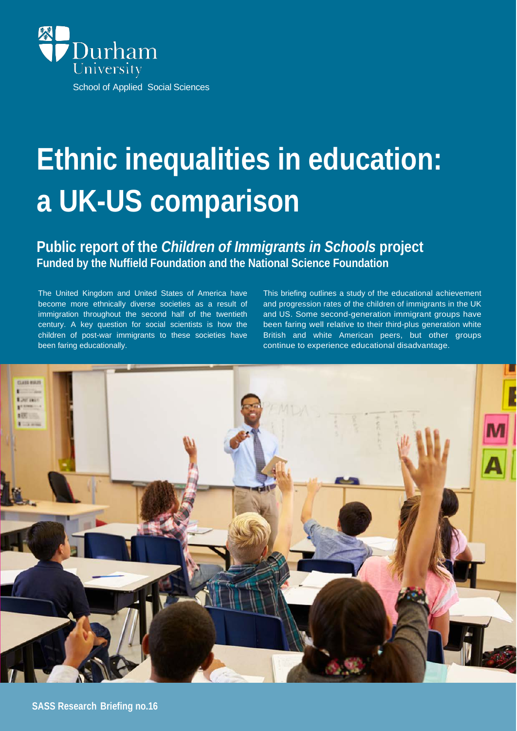Durham University

School of Applied Social Sciences

# Ethnic inequalities in education: a UK-US comparison

## Public report of the *Children of Immigrants in Schools* project

### Funded by the Nuffield Foundation and the National Science Foundation

The United Kingdom and United States of America have become more ethnically diverse societies as a result of immigration throughout the second half of the twentieth century. A key question for social scientists is how the children of post-war immigrants to these societies have been faring educationally.

This briefing outlines a study of the educational achievement and progression rates of the children of immigrants in the UK and US. Some second-generation immigrant groups have been faring well relative to their third-plus generation white British and white American peers, but other groups continue to experience educational disadvantage.

**SASS Research Briefing no.16**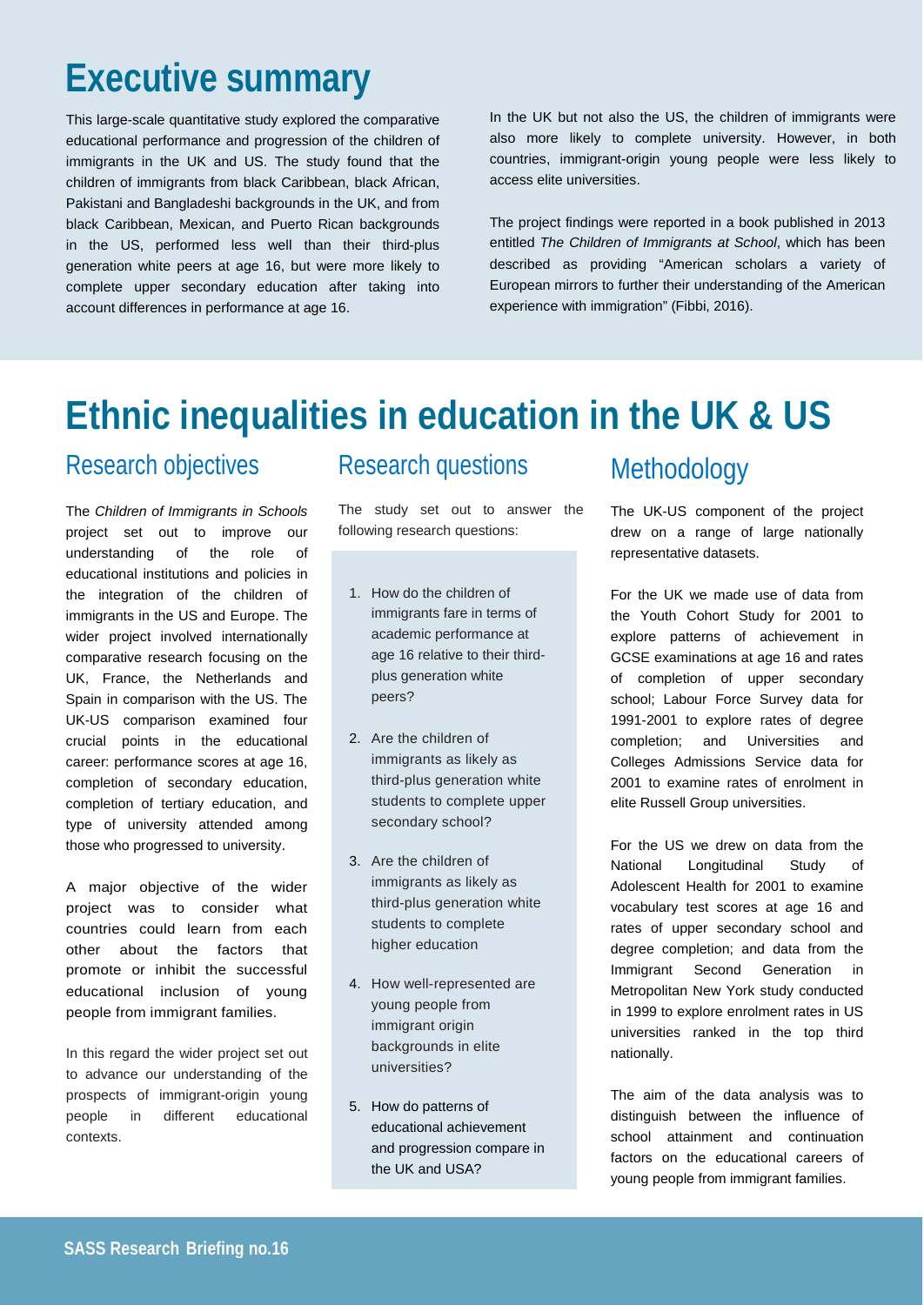# Executive summary

This large-scale quantitative study explored the comparative educational performance and progression of the children of immigrants in the UK and US. The study found that the children of immigrants from black Caribbean, black African, Pakistani and Bangladeshi backgrounds in the UK, and from black Caribbean, Mexican, and Puerto Rican backgrounds in the US, performed less well than their third-plus generation white peers at age 16, but were more likely to complete upper secondary education after taking into account differences in performance at age 16.

In the UK but not also the US, the children of immigrants were also more likely to complete university. However, in both countries, immigrant-origin young people were less likely to access elite universities.

The project findings were reported in a book published in 2013 entitled *The Children of Immigrants at School*, which has been described as providing "American scholars a variety of European mirrors to further their understanding of the American experience with immigration" (Fibbi, 2016).

# Ethnic inequalities in education in the UK & US

## Research objectives

The *Children of Immigrants in Schools* project set out to improve our understanding of the role of educational institutions and policies in the integration of the children of immigrants in the US and Europe. The wider project involved internationally comparative research focusing on the UK, France, the Netherlands and Spain in comparison with the US. The UK-US comparison examined four crucial points in the educational career: performance scores at age 16, completion of secondary education, completion of tertiary education, and type of university attended among those who progressed to university.

A major objective of the wider project was to consider what countries could learn from each other about the factors that promote or inhibit the successful educational inclusion of young people from immigrant families.

In this regard the wider project set out to advance our understanding of the prospects of immigrant-origin young people in different educational contexts.

## Research questions

The study set out to answer the following research questions:

1. How do the children of immigrants fare in terms of academic performance at age 16 relative to their third-plus generation white peers?
2. Are the children of immigrants as likely as third-plus generation white students to complete upper secondary school?
3. Are the children of immigrants as likely as third-plus generation white students to complete higher education
4. How well-represented are young people from immigrant origin backgrounds in elite universities?
5. How do patterns of educational achievement and progression compare in the UK and USA?

## Methodology

The UK-US component of the project drew on a range of large nationally representative datasets.

For the UK we made use of data from the Youth Cohort Study for 2001 to explore patterns of achievement in GCSE examinations at age 16 and rates of completion of upper secondary school; Labour Force Survey data for 1991-2001 to explore rates of degree completion; and Universities and Colleges Admissions Service data for 2001 to examine rates of enrolment in elite Russell Group universities.

For the US we drew on data from the National Longitudinal Study of Adolescent Health for 2001 to examine vocabulary test scores at age 16 and rates of upper secondary school and degree completion; and data from the Immigrant Second Generation in Metropolitan New York study conducted in 1999 to explore enrolment rates in US universities ranked in the top third nationally.

The aim of the data analysis was to distinguish between the influence of school attainment and continuation factors on the educational careers of young people from immigrant families.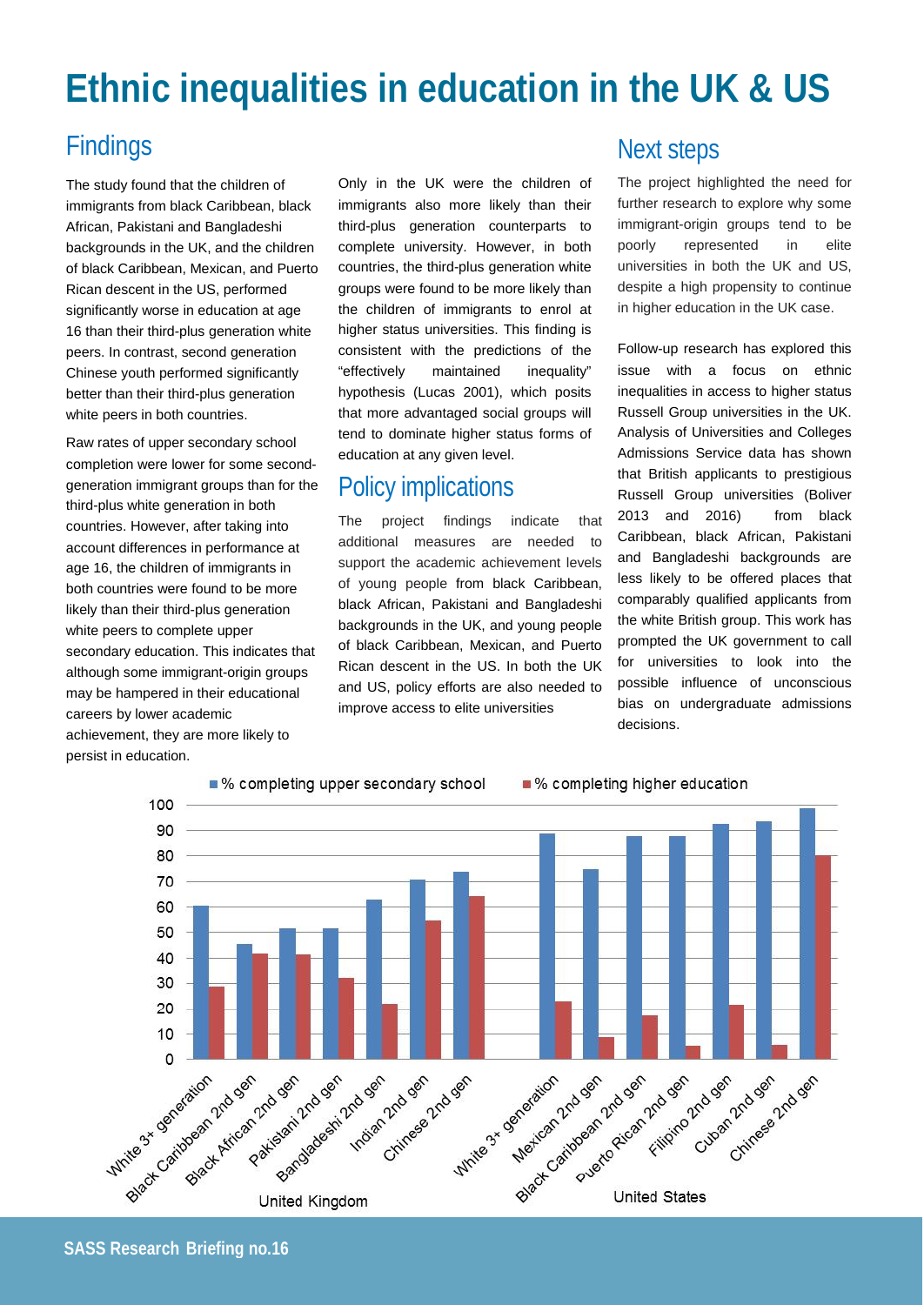# Ethnic inequalities in education in the UK & US

## Findings

The study found that the children of immigrants from black Caribbean, black African, Pakistani and Bangladeshi backgrounds in the UK, and the children of black Caribbean, Mexican, and Puerto Rican descent in the US, performed significantly worse in education at age 16 than their third-plus generation white peers. In contrast, second generation Chinese youth performed significantly better than their third-plus generation white peers in both countries.

Raw rates of upper secondary school completion were lower for some second-generation immigrant groups than for the third-plus white generation in both countries. However, after taking into account differences in performance at age 16, the children of immigrants in both countries were found to be more likely than their third-plus generation white peers to complete upper secondary education. This indicates that although some immigrant-origin groups may be hampered in their educational careers by lower academic achievement, they are more likely to persist in education.

Only in the UK were the children of immigrants also more likely than their third-plus generation counterparts to complete university. However, in both countries, the third-plus generation white groups were found to be more likely than the children of immigrants to enrol at higher status universities. This finding is consistent with the predictions of the "effectively maintained inequality" hypothesis (Lucas 2001), which posits that more advantaged social groups will tend to dominate higher status forms of education at any given level.

## Policy implications

The project findings indicate that additional measures are needed to support the academic achievement levels of young people from black Caribbean, black African, Pakistani and Bangladeshi backgrounds in the UK, and young people of black Caribbean, Mexican, and Puerto Rican descent in the US. In both the UK and US, policy efforts are also needed to improve access to elite universities

## Next steps

The project highlighted the need for further research to explore why some immigrant-origin groups tend to be poorly represented in elite universities in both the UK and US, despite a high propensity to continue in higher education in the UK case.

Follow-up research has explored this issue with a focus on ethnic inequalities in access to higher status Russell Group universities in the UK. Analysis of Universities and Colleges Admissions Service data has shown that British applicants to prestigious Russell Group universities (Boliver 2013 and 2016) from black Caribbean, black African, Pakistani and Bangladeshi backgrounds are less likely to be offered places that comparably qualified applicants from the white British group. This work has prompted the UK government to call for universities to look into the possible influence of unconscious bias on undergraduate admissions decisions.

| Country | Group | % completing upper secondary school | % completing higher education |
|---|---|---|---|
| United Kingdom | White 3+ generation | 60 | 29 |
| United Kingdom | Black Caribbean 2nd gen | 45 | 42 |
| United Kingdom | Black African 2nd gen | 51 | 41 |
| United Kingdom | Pakistani 2nd gen | 51 | 32 |
| United Kingdom | Bangladeshi 2nd gen | 63 | 22 |
| United Kingdom | Indian 2nd gen | 70 | 55 |
| United Kingdom | Chinese 2nd gen | 74 | 64 |
| United States | White 3+ generation | 89 | 23 |
| United States | Mexican 2nd gen | 75 | 9 |
| United States | Black Caribbean 2nd gen | 88 | 17 |
| United States | Puerto Rican 2nd gen | 88 | 5 |
| United States | Filipino 2nd gen | 92 | 21 |
| United States | Cuban 2nd gen | 93 | 6 |
| United States | Chinese 2nd gen | 98 | 80 |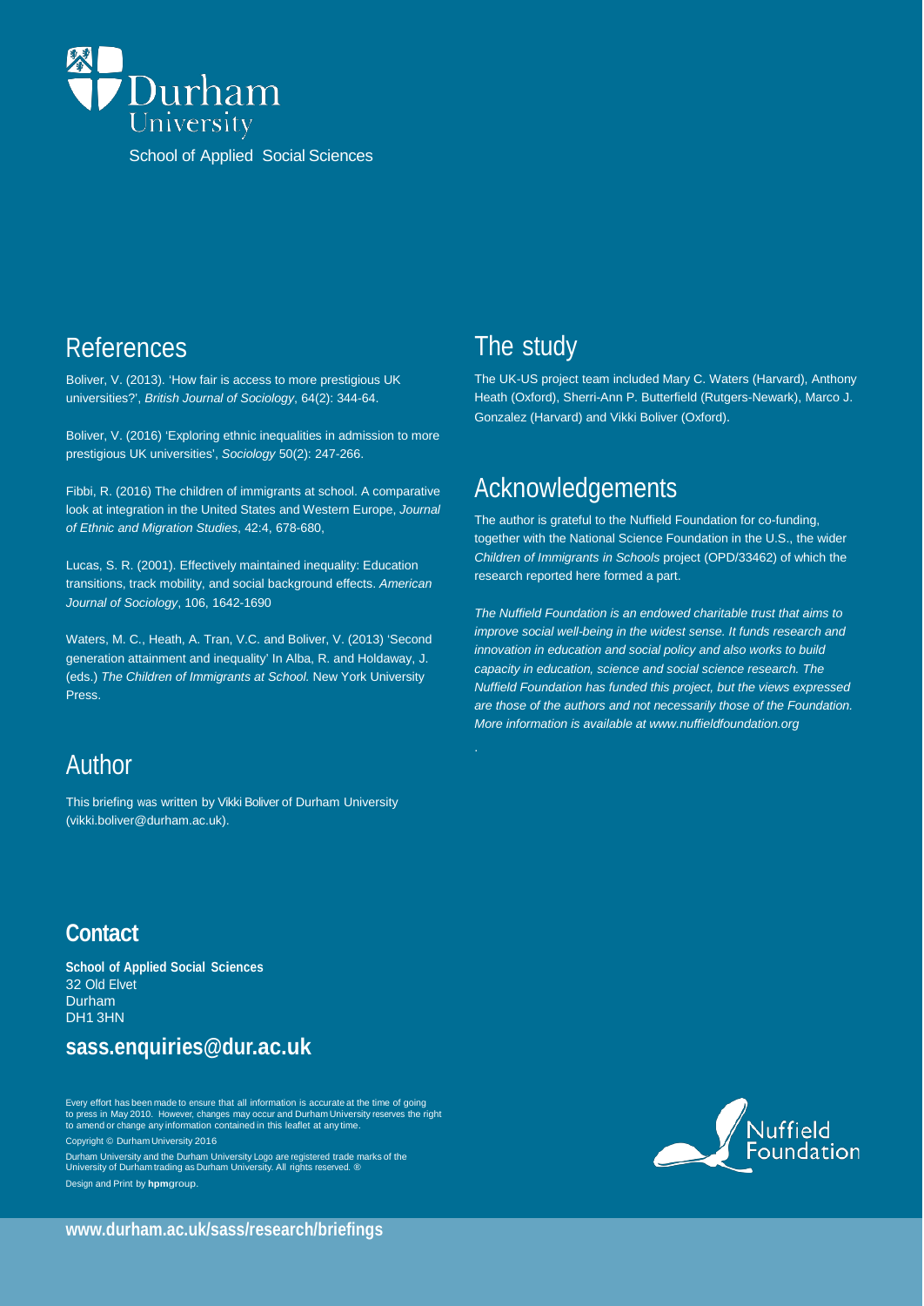Durham University

School of Applied Social Sciences

## References

Boliver, V. (2013). 'How fair is access to more prestigious UK universities?', *British Journal of Sociology*, 64(2): 344-64.

Boliver, V. (2016) 'Exploring ethnic inequalities in admission to more prestigious UK universities', *Sociology* 50(2): 247-266.

Fibbi, R. (2016) The children of immigrants at school. A comparative look at integration in the United States and Western Europe, *Journal of Ethnic and Migration Studies*, 42:4, 678-680,

Lucas, S. R. (2001). Effectively maintained inequality: Education transitions, track mobility, and social background effects. *American Journal of Sociology*, 106, 1642-1690

Waters, M. C., Heath, A. Tran, V.C. and Boliver, V. (2013) 'Second generation attainment and inequality' In Alba, R. and Holdaway, J. (eds.) *The Children of Immigrants at School*. New York University Press.

## Author

This briefing was written by Vikki Boliver of Durham University (vikki.boliver@durham.ac.uk).

## The study

The UK-US project team included Mary C. Waters (Harvard), Anthony Heath (Oxford), Sherri-Ann P. Butterfield (Rutgers-Newark), Marco J. Gonzalez (Harvard) and Vikki Boliver (Oxford).

## Acknowledgements

The author is grateful to the Nuffield Foundation for co-funding, together with the National Science Foundation in the U.S., the wider *Children of Immigrants in Schools* project (OPD/33462) of which the research reported here formed a part.

*The Nuffield Foundation is an endowed charitable trust that aims to improve social well-being in the widest sense. It funds research and innovation in education and social policy and also works to build capacity in education, science and social science research. The Nuffield Foundation has funded this project, but the views expressed are those of the authors and not necessarily those of the Foundation. More information is available at www.nuffieldfoundation.org*

## Contact

**School of Applied Social Sciences**
32 Old Elvet
Durham
DH1 3HN

**sass.enquiries@dur.ac.uk**

Every effort has been made to ensure that all information is accurate at the time of going to press in May 2010. However, changes may occur and Durham University reserves the right to amend or change any information contained in this leaflet at any time.

Copyright © Durham University 2016

Durham University and the Durham University Logo are registered trade marks of the University of Durham trading as Durham University. All rights reserved. ®

Design and Print by **hpm**group.

Nuffield Foundation

**www.durham.ac.uk/sass/research/briefings**